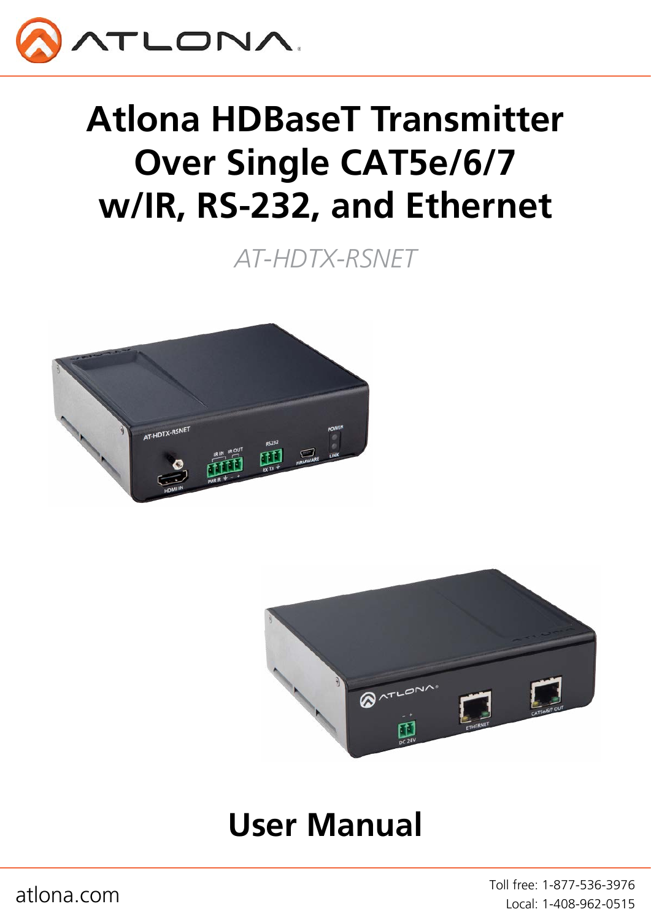# Atlona HDBaseT Transmitter Over Single CAT5e/6/7 w/IR, RS-232, and Ethernet

*AT-HDTX-RSNET*

# User Manual

atlona.com

Toll free: 1-877-536-3976
Local: 1-408-962-0515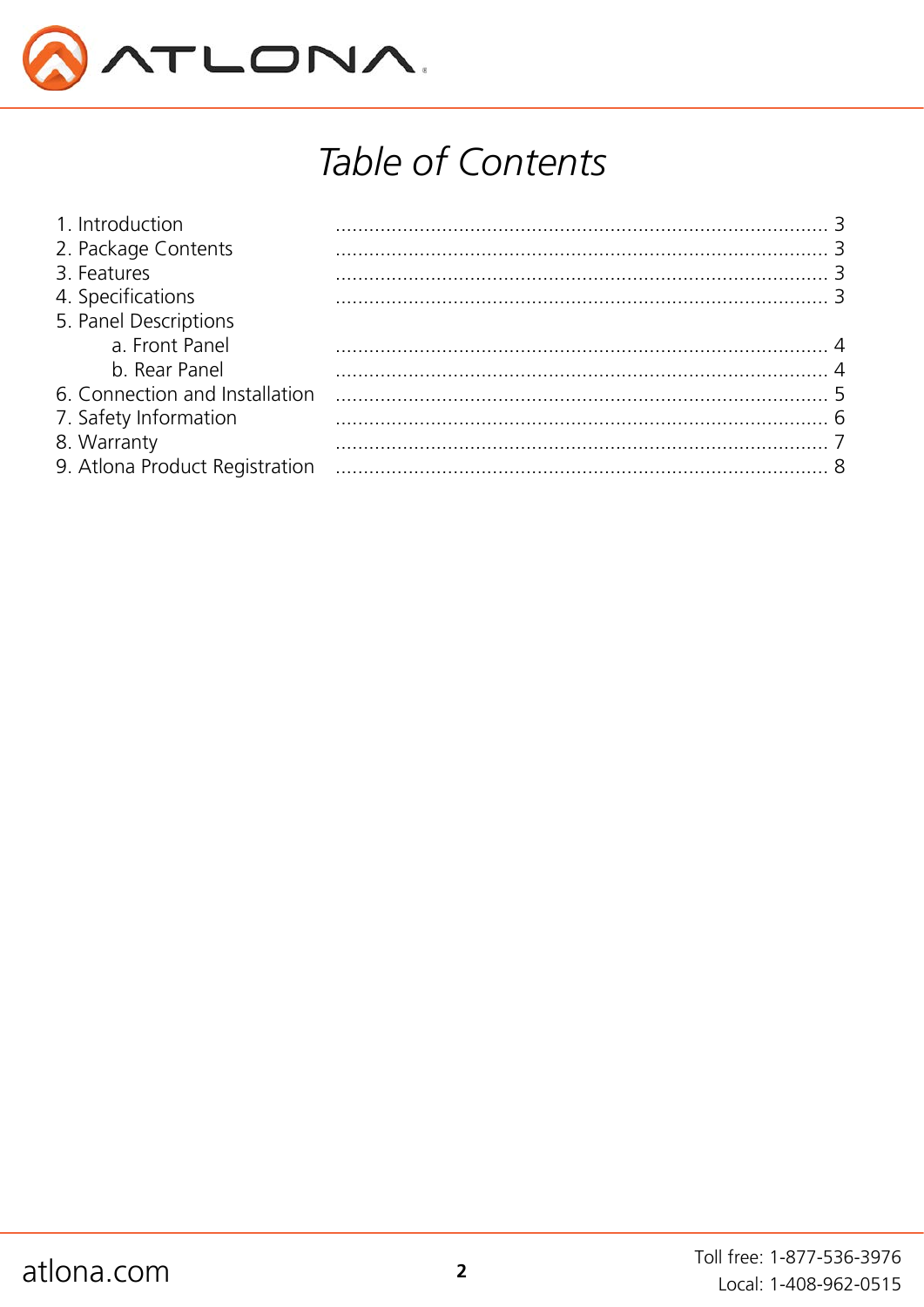# *Table of Contents*

| | |
|---|---|
| 1. Introduction | 3 |
| 2. Package Contents | 3 |
| 3. Features | 3 |
| 4. Specifications | 3 |
| 5. Panel Descriptions | |
| a. Front Panel | 4 |
| b. Rear Panel | 4 |
| 6. Connection and Installation | 5 |
| 7. Safety Information | 6 |
| 8. Warranty | 7 |
| 9. Atlona Product Registration | 8 |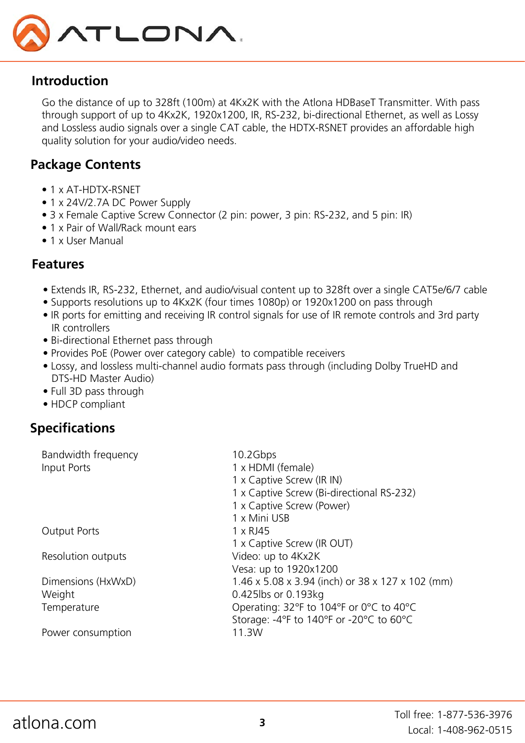## Introduction

Go the distance of up to 328ft (100m) at 4Kx2K with the Atlona HDBaseT Transmitter. With pass through support of up to 4Kx2K, 1920x1200, IR, RS-232, bi-directional Ethernet, as well as Lossy and Lossless audio signals over a single CAT cable, the HDTX-RSNET provides an affordable high quality solution for your audio/video needs.

## Package Contents

- 1 x AT-HDTX-RSNET
- 1 x 24V/2.7A DC Power Supply
- 3 x Female Captive Screw Connector (2 pin: power, 3 pin: RS-232, and 5 pin: IR)
- 1 x Pair of Wall/Rack mount ears
- 1 x User Manual

## Features

- Extends IR, RS-232, Ethernet, and audio/visual content up to 328ft over a single CAT5e/6/7 cable
- Supports resolutions up to 4Kx2K (four times 1080p) or 1920x1200 on pass through
- IR ports for emitting and receiving IR control signals for use of IR remote controls and 3rd party IR controllers
- Bi-directional Ethernet pass through
- Provides PoE (Power over category cable) to compatible receivers
- Lossy, and lossless multi-channel audio formats pass through (including Dolby TrueHD and DTS-HD Master Audio)
- Full 3D pass through
- HDCP compliant

## Specifications

| | |
|---|---|
| Bandwidth frequency | 10.2Gbps |
| Input Ports | 1 x HDMI (female)<br>1 x Captive Screw (IR IN)<br>1 x Captive Screw (Bi-directional RS-232)<br>1 x Captive Screw (Power)<br>1 x Mini USB |
| Output Ports | 1 x RJ45<br>1 x Captive Screw (IR OUT) |
| Resolution outputs | Video: up to 4Kx2K<br>Vesa: up to 1920x1200 |
| Dimensions (HxWxD) | 1.46 x 5.08 x 3.94 (inch) or 38 x 127 x 102 (mm) |
| Weight | 0.425lbs or 0.193kg |
| Temperature | Operating: 32°F to 104°F or 0°C to 40°C<br>Storage: -4°F to 140°F or -20°C to 60°C |
| Power consumption | 11.3W |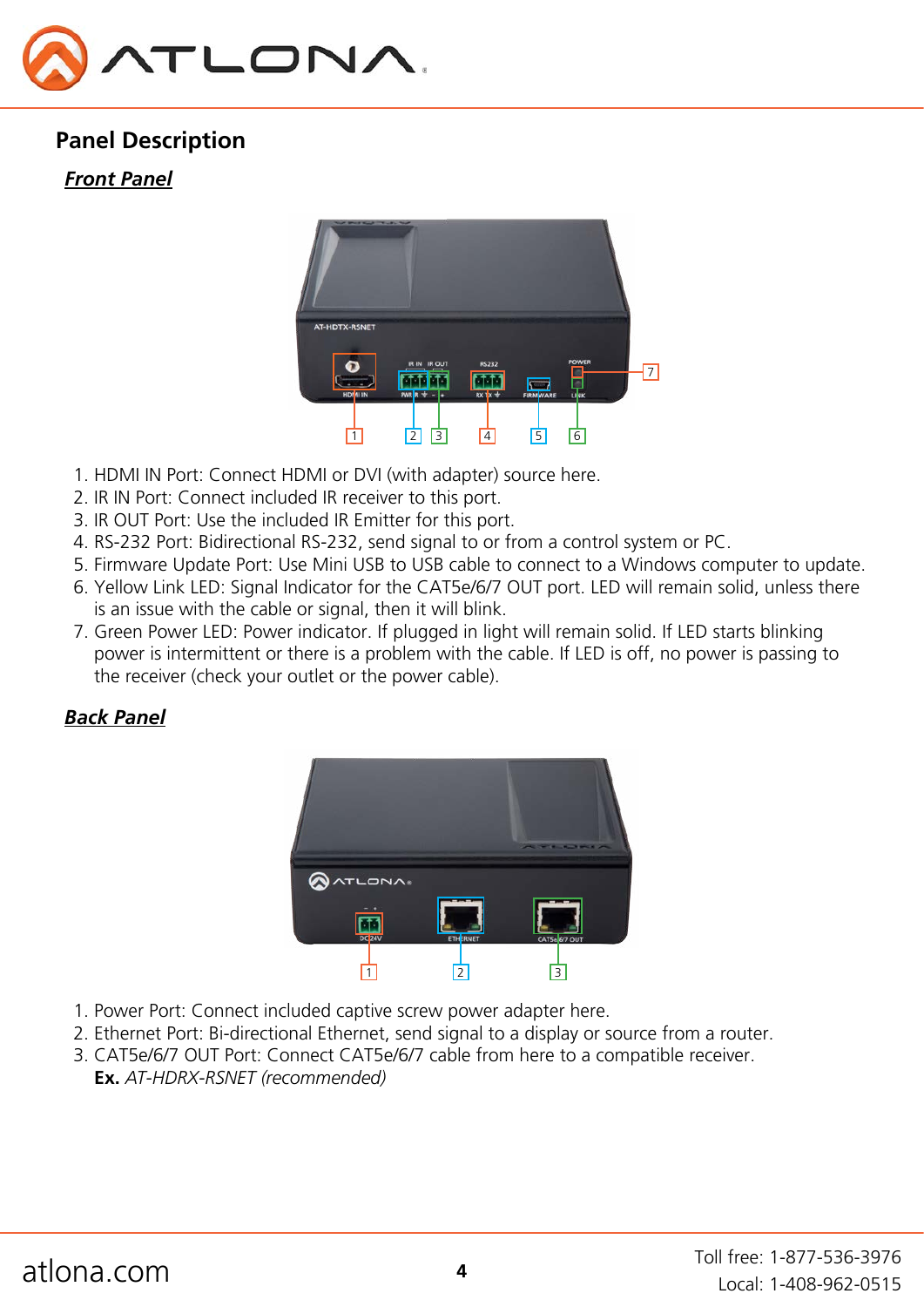## Panel Description

### *Front Panel*

1. HDMI IN Port: Connect HDMI or DVI (with adapter) source here.
2. IR IN Port: Connect included IR receiver to this port.
3. IR OUT Port: Use the included IR Emitter for this port.
4. RS-232 Port: Bidirectional RS-232, send signal to or from a control system or PC.
5. Firmware Update Port: Use Mini USB to USB cable to connect to a Windows computer to update.
6. Yellow Link LED: Signal Indicator for the CAT5e/6/7 OUT port. LED will remain solid, unless there is an issue with the cable or signal, then it will blink.
7. Green Power LED: Power indicator. If plugged in light will remain solid. If LED starts blinking power is intermittent or there is a problem with the cable. If LED is off, no power is passing to the receiver (check your outlet or the power cable).

### *Back Panel*

1. Power Port: Connect included captive screw power adapter here.
2. Ethernet Port: Bi-directional Ethernet, send signal to a display or source from a router.
3. CAT5e/6/7 OUT Port: Connect CAT5e/6/7 cable from here to a compatible receiver.
   **Ex.** *AT-HDRX-RSNET (recommended)*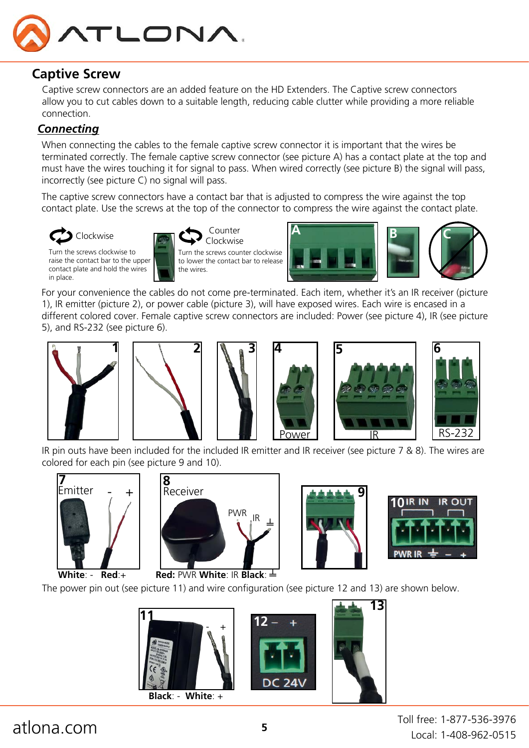## Captive Screw

Captive screw connectors are an added feature on the HD Extenders. The Captive screw connectors allow you to cut cables down to a suitable length, reducing cable clutter while providing a more reliable connection.

### *Connecting*

When connecting the cables to the female captive screw connector it is important that the wires be terminated correctly. The female captive screw connector (see picture A) has a contact plate at the top and must have the wires touching it for signal to pass. When wired correctly (see picture B) the signal will pass, incorrectly (see picture C) no signal will pass.

The captive screw connectors have a contact bar that is adjusted to compress the wire against the top contact plate. Use the screws at the top of the connector to compress the wire against the contact plate.

Clockwise

Turn the screws clockwise to raise the contact bar to the upper contact plate and hold the wires in place.

Counter Clockwise

Turn the screws counter clockwise to lower the contact bar to release the wires.

A B C

For your convenience the cables do not come pre-terminated. Each item, whether it's an IR receiver (picture 1), IR emitter (picture 2), or power cable (picture 3), will have exposed wires. Each wire is encased in a different colored cover. Female captive screw connectors are included: Power (see picture 4), IR (see picture 5), and RS-232 (see picture 6).

1 2 3 4 Power 5 IR 6 RS-232

IR pin outs have been included for the included IR emitter and IR receiver (see picture 7 & 8). The wires are colored for each pin (see picture 9 and 10).

7 Emitter - +

**White**: - **Red**:+

8 Receiver PWR IR ⏚

**Red:** PWR **White**: IR **Black**: ⏚

9

10 IR IN IR OUT PWR IR ⏚ - +

The power pin out (see picture 11) and wire configuration (see picture 12 and 13) are shown below.

11 - +

**Black**: - **White**: +

12 – + DC 24V

13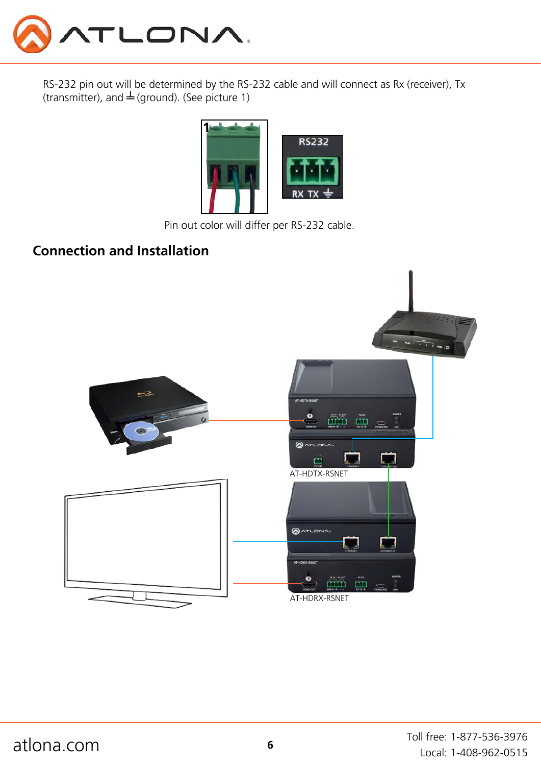RS-232 pin out will be determined by the RS-232 cable and will connect as Rx (receiver), Tx (transmitter), and ⏚ (ground). (See picture 1)

Pin out color will differ per RS-232 cable.

## Connection and Installation

AT-HDTX-RSNET

AT-HDRX-RSNET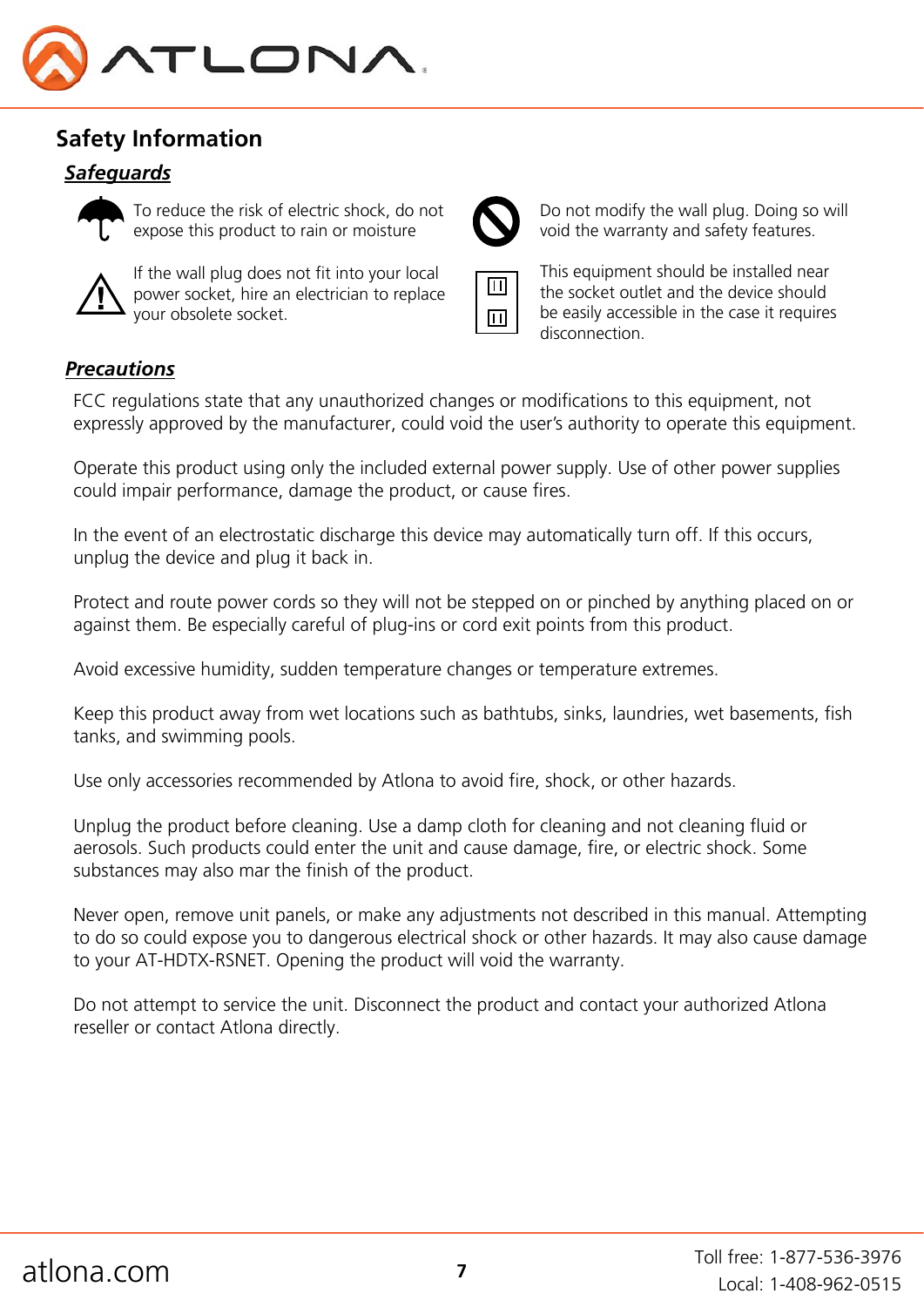# Safety Information

## *Safeguards*

To reduce the risk of electric shock, do not expose this product to rain or moisture

Do not modify the wall plug. Doing so will void the warranty and safety features.

If the wall plug does not fit into your local power socket, hire an electrician to replace your obsolete socket.

This equipment should be installed near the socket outlet and the device should be easily accessible in the case it requires disconnection.

## *Precautions*

FCC regulations state that any unauthorized changes or modifications to this equipment, not expressly approved by the manufacturer, could void the user's authority to operate this equipment.

Operate this product using only the included external power supply. Use of other power supplies could impair performance, damage the product, or cause fires.

In the event of an electrostatic discharge this device may automatically turn off. If this occurs, unplug the device and plug it back in.

Protect and route power cords so they will not be stepped on or pinched by anything placed on or against them. Be especially careful of plug-ins or cord exit points from this product.

Avoid excessive humidity, sudden temperature changes or temperature extremes.

Keep this product away from wet locations such as bathtubs, sinks, laundries, wet basements, fish tanks, and swimming pools.

Use only accessories recommended by Atlona to avoid fire, shock, or other hazards.

Unplug the product before cleaning. Use a damp cloth for cleaning and not cleaning fluid or aerosols. Such products could enter the unit and cause damage, fire, or electric shock. Some substances may also mar the finish of the product.

Never open, remove unit panels, or make any adjustments not described in this manual. Attempting to do so could expose you to dangerous electrical shock or other hazards. It may also cause damage to your AT-HDTX-RSNET. Opening the product will void the warranty.

Do not attempt to service the unit. Disconnect the product and contact your authorized Atlona reseller or contact Atlona directly.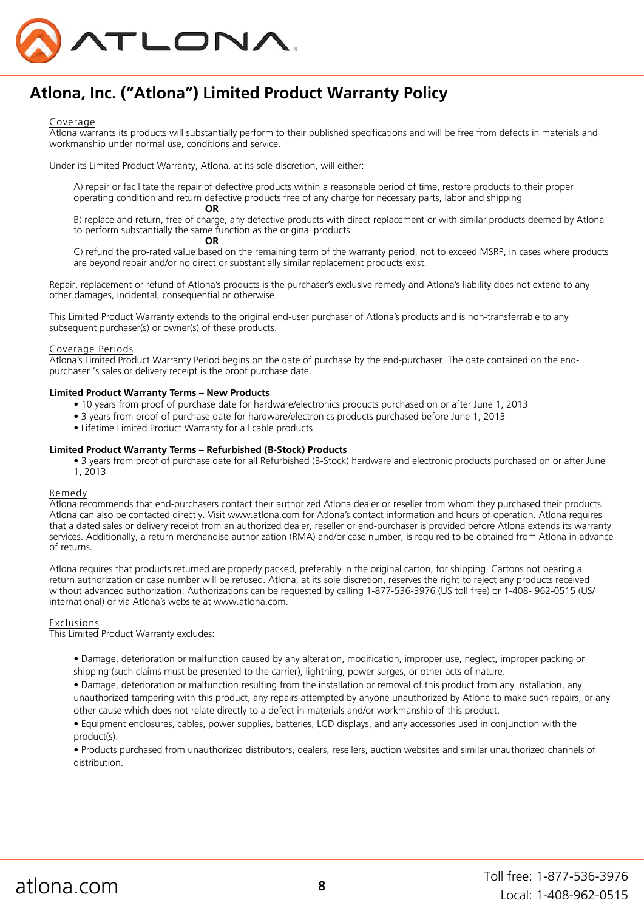# Atlona, Inc. ("Atlona") Limited Product Warranty Policy

## Coverage

Atlona warrants its products will substantially perform to their published specifications and will be free from defects in materials and workmanship under normal use, conditions and service.

Under its Limited Product Warranty, Atlona, at its sole discretion, will either:

A) repair or facilitate the repair of defective products within a reasonable period of time, restore products to their proper operating condition and return defective products free of any charge for necessary parts, labor and shipping

**OR**

B) replace and return, free of charge, any defective products with direct replacement or with similar products deemed by Atlona to perform substantially the same function as the original products

**OR**

C) refund the pro-rated value based on the remaining term of the warranty period, not to exceed MSRP, in cases where products are beyond repair and/or no direct or substantially similar replacement products exist.

Repair, replacement or refund of Atlona's products is the purchaser's exclusive remedy and Atlona's liability does not extend to any other damages, incidental, consequential or otherwise.

This Limited Product Warranty extends to the original end-user purchaser of Atlona's products and is non-transferrable to any subsequent purchaser(s) or owner(s) of these products.

## Coverage Periods

Atlona's Limited Product Warranty Period begins on the date of purchase by the end-purchaser. The date contained on the end-purchaser 's sales or delivery receipt is the proof purchase date.

**Limited Product Warranty Terms – New Products**

- 10 years from proof of purchase date for hardware/electronics products purchased on or after June 1, 2013
- 3 years from proof of purchase date for hardware/electronics products purchased before June 1, 2013
- Lifetime Limited Product Warranty for all cable products

**Limited Product Warranty Terms – Refurbished (B-Stock) Products**

- 3 years from proof of purchase date for all Refurbished (B-Stock) hardware and electronic products purchased on or after June 1, 2013

## Remedy

Atlona recommends that end-purchasers contact their authorized Atlona dealer or reseller from whom they purchased their products. Atlona can also be contacted directly. Visit www.atlona.com for Atlona's contact information and hours of operation. Atlona requires that a dated sales or delivery receipt from an authorized dealer, reseller or end-purchaser is provided before Atlona extends its warranty services. Additionally, a return merchandise authorization (RMA) and/or case number, is required to be obtained from Atlona in advance of returns.

Atlona requires that products returned are properly packed, preferably in the original carton, for shipping. Cartons not bearing a return authorization or case number will be refused. Atlona, at its sole discretion, reserves the right to reject any products received without advanced authorization. Authorizations can be requested by calling 1-877-536-3976 (US toll free) or 1-408- 962-0515 (US/international) or via Atlona's website at www.atlona.com.

## Exclusions

This Limited Product Warranty excludes:

- Damage, deterioration or malfunction caused by any alteration, modification, improper use, neglect, improper packing or shipping (such claims must be presented to the carrier), lightning, power surges, or other acts of nature.
- Damage, deterioration or malfunction resulting from the installation or removal of this product from any installation, any unauthorized tampering with this product, any repairs attempted by anyone unauthorized by Atlona to make such repairs, or any other cause which does not relate directly to a defect in materials and/or workmanship of this product.
- Equipment enclosures, cables, power supplies, batteries, LCD displays, and any accessories used in conjunction with the product(s).
- Products purchased from unauthorized distributors, dealers, resellers, auction websites and similar unauthorized channels of distribution.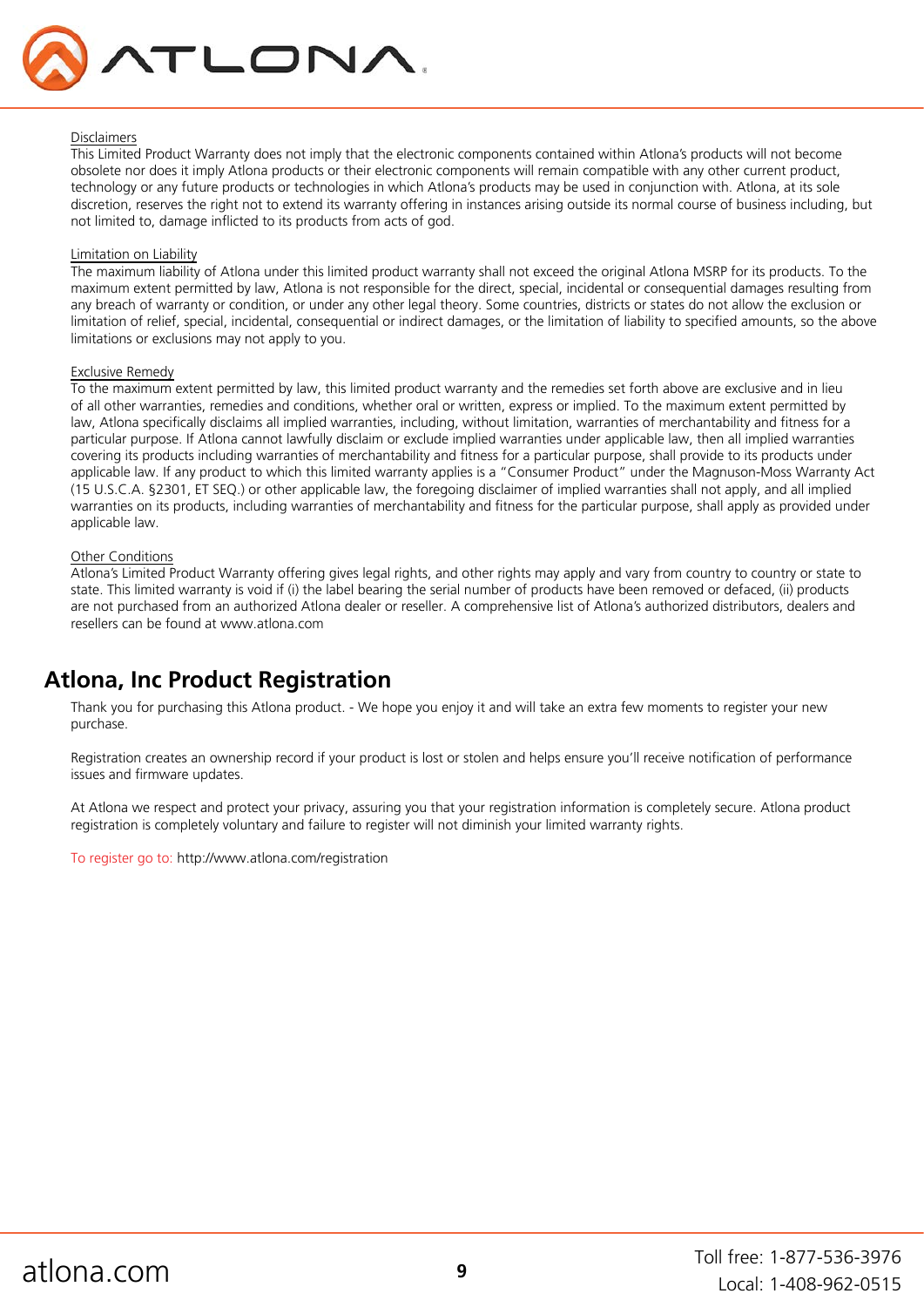Disclaimers

This Limited Product Warranty does not imply that the electronic components contained within Atlona's products will not become obsolete nor does it imply Atlona products or their electronic components will remain compatible with any other current product, technology or any future products or technologies in which Atlona's products may be used in conjunction with. Atlona, at its sole discretion, reserves the right not to extend its warranty offering in instances arising outside its normal course of business including, but not limited to, damage inflicted to its products from acts of god.

Limitation on Liability

The maximum liability of Atlona under this limited product warranty shall not exceed the original Atlona MSRP for its products. To the maximum extent permitted by law, Atlona is not responsible for the direct, special, incidental or consequential damages resulting from any breach of warranty or condition, or under any other legal theory. Some countries, districts or states do not allow the exclusion or limitation of relief, special, incidental, consequential or indirect damages, or the limitation of liability to specified amounts, so the above limitations or exclusions may not apply to you.

Exclusive Remedy

To the maximum extent permitted by law, this limited product warranty and the remedies set forth above are exclusive and in lieu of all other warranties, remedies and conditions, whether oral or written, express or implied. To the maximum extent permitted by law, Atlona specifically disclaims all implied warranties, including, without limitation, warranties of merchantability and fitness for a particular purpose. If Atlona cannot lawfully disclaim or exclude implied warranties under applicable law, then all implied warranties covering its products including warranties of merchantability and fitness for a particular purpose, shall provide to its products under applicable law. If any product to which this limited warranty applies is a "Consumer Product" under the Magnuson-Moss Warranty Act (15 U.S.C.A. §2301, ET SEQ.) or other applicable law, the foregoing disclaimer of implied warranties shall not apply, and all implied warranties on its products, including warranties of merchantability and fitness for the particular purpose, shall apply as provided under applicable law.

Other Conditions

Atlona's Limited Product Warranty offering gives legal rights, and other rights may apply and vary from country to country or state to state. This limited warranty is void if (i) the label bearing the serial number of products have been removed or defaced, (ii) products are not purchased from an authorized Atlona dealer or reseller. A comprehensive list of Atlona's authorized distributors, dealers and resellers can be found at www.atlona.com

## Atlona, Inc Product Registration

Thank you for purchasing this Atlona product. - We hope you enjoy it and will take an extra few moments to register your new purchase.

Registration creates an ownership record if your product is lost or stolen and helps ensure you'll receive notification of performance issues and firmware updates.

At Atlona we respect and protect your privacy, assuring you that your registration information is completely secure. Atlona product registration is completely voluntary and failure to register will not diminish your limited warranty rights.

To register go to: http://www.atlona.com/registration